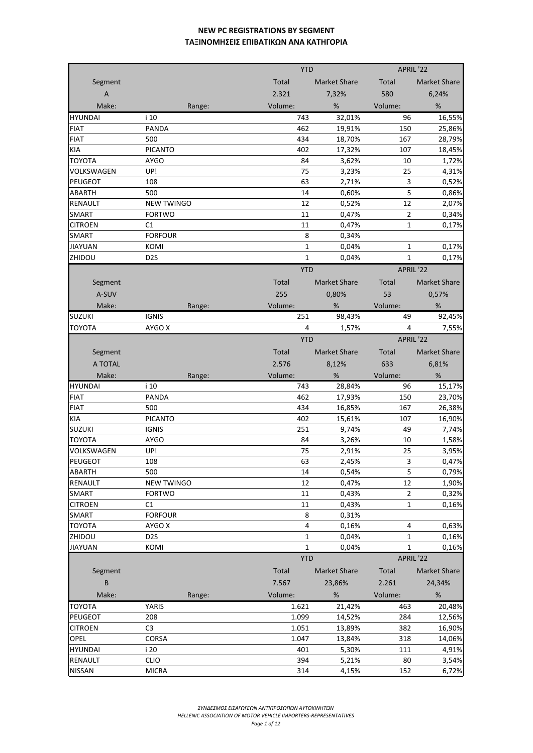# NEW PC REGISTRATIONS BY SEGMENT
# ΤΑΞΙΝΟΜΗΣΕΙΣ ΕΠΙΒΑΤΙΚΩΝ ΑΝΑ ΚΑΤΗΓΟΡΙΑ

| | | YTD | | APRIL '22 | |
|---|---|---|---|---|---|
| Segment | | Total | Market Share | Total | Market Share |
| A | | 2.321 | 7,32% | 580 | 6,24% |
| Make: | Range: | Volume: | % | Volume: | % |
| HYUNDAI | i 10 | 743 | 32,01% | 96 | 16,55% |
| FIAT | PANDA | 462 | 19,91% | 150 | 25,86% |
| FIAT | 500 | 434 | 18,70% | 167 | 28,79% |
| KIA | PICANTO | 402 | 17,32% | 107 | 18,45% |
| TOYOTA | AYGO | 84 | 3,62% | 10 | 1,72% |
| VOLKSWAGEN | UP! | 75 | 3,23% | 25 | 4,31% |
| PEUGEOT | 108 | 63 | 2,71% | 3 | 0,52% |
| ABARTH | 500 | 14 | 0,60% | 5 | 0,86% |
| RENAULT | NEW TWINGO | 12 | 0,52% | 12 | 2,07% |
| SMART | FORTWO | 11 | 0,47% | 2 | 0,34% |
| CITROEN | C1 | 11 | 0,47% | 1 | 0,17% |
| SMART | FORFOUR | 8 | 0,34% | | |
| JIAYUAN | KOMI | 1 | 0,04% | 1 | 0,17% |
| ZHIDOU | D2S | 1 | 0,04% | 1 | 0,17% |

| | | YTD | | APRIL '22 | |
|---|---|---|---|---|---|
| Segment | | Total | Market Share | Total | Market Share |
| A-SUV | | 255 | 0,80% | 53 | 0,57% |
| Make: | Range: | Volume: | % | Volume: | % |
| SUZUKI | IGNIS | 251 | 98,43% | 49 | 92,45% |
| TOYOTA | AYGO X | 4 | 1,57% | 4 | 7,55% |

| | | YTD | | APRIL '22 | |
|---|---|---|---|---|---|
| Segment | | Total | Market Share | Total | Market Share |
| A TOTAL | | 2.576 | 8,12% | 633 | 6,81% |
| Make: | Range: | Volume: | % | Volume: | % |
| HYUNDAI | i 10 | 743 | 28,84% | 96 | 15,17% |
| FIAT | PANDA | 462 | 17,93% | 150 | 23,70% |
| FIAT | 500 | 434 | 16,85% | 167 | 26,38% |
| KIA | PICANTO | 402 | 15,61% | 107 | 16,90% |
| SUZUKI | IGNIS | 251 | 9,74% | 49 | 7,74% |
| TOYOTA | AYGO | 84 | 3,26% | 10 | 1,58% |
| VOLKSWAGEN | UP! | 75 | 2,91% | 25 | 3,95% |
| PEUGEOT | 108 | 63 | 2,45% | 3 | 0,47% |
| ABARTH | 500 | 14 | 0,54% | 5 | 0,79% |
| RENAULT | NEW TWINGO | 12 | 0,47% | 12 | 1,90% |
| SMART | FORTWO | 11 | 0,43% | 2 | 0,32% |
| CITROEN | C1 | 11 | 0,43% | 1 | 0,16% |
| SMART | FORFOUR | 8 | 0,31% | | |
| TOYOTA | AYGO X | 4 | 0,16% | 4 | 0,63% |
| ZHIDOU | D2S | 1 | 0,04% | 1 | 0,16% |
| JIAYUAN | KOMI | 1 | 0,04% | 1 | 0,16% |

| | | YTD | | APRIL '22 | |
|---|---|---|---|---|---|
| Segment | | Total | Market Share | Total | Market Share |
| B | | 7.567 | 23,86% | 2.261 | 24,34% |
| Make: | Range: | Volume: | % | Volume: | % |
| TOYOTA | YARIS | 1.621 | 21,42% | 463 | 20,48% |
| PEUGEOT | 208 | 1.099 | 14,52% | 284 | 12,56% |
| CITROEN | C3 | 1.051 | 13,89% | 382 | 16,90% |
| OPEL | CORSA | 1.047 | 13,84% | 318 | 14,06% |
| HYUNDAI | i 20 | 401 | 5,30% | 111 | 4,91% |
| RENAULT | CLIO | 394 | 5,21% | 80 | 3,54% |
| NISSAN | MICRA | 314 | 4,15% | 152 | 6,72% |

*ΣΥΝΔΕΣΜΟΣ ΕΙΣΑΓΩΓΕΩΝ ΑΝΤΙΠΡΟΣΩΠΩΝ ΑΥΤΟΚΙΝΗΤΩΝ*
*HELLENIC ASSOCIATION OF MOTOR VEHICLE IMPORTERS-REPRESENTATIVES*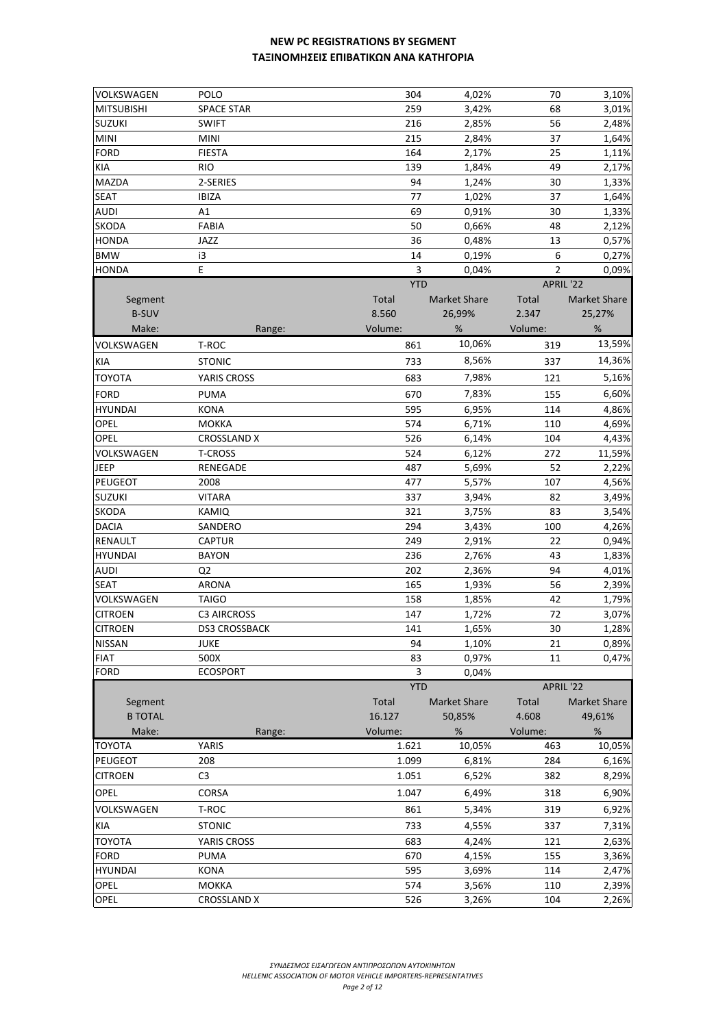# NEW PC REGISTRATIONS BY SEGMENT
# ΤΑΞΙΝΟΜΗΣΕΙΣ ΕΠΙΒΑΤΙΚΩΝ ΑΝΑ ΚΑΤΗΓΟΡΙΑ

| | | | | | |
|---|---|---|---|---|---|
| VOLKSWAGEN | POLO | 304 | 4,02% | 70 | 3,10% |
| MITSUBISHI | SPACE STAR | 259 | 3,42% | 68 | 3,01% |
| SUZUKI | SWIFT | 216 | 2,85% | 56 | 2,48% |
| MINI | MINI | 215 | 2,84% | 37 | 1,64% |
| FORD | FIESTA | 164 | 2,17% | 25 | 1,11% |
| KIA | RIO | 139 | 1,84% | 49 | 2,17% |
| MAZDA | 2-SERIES | 94 | 1,24% | 30 | 1,33% |
| SEAT | IBIZA | 77 | 1,02% | 37 | 1,64% |
| AUDI | A1 | 69 | 0,91% | 30 | 1,33% |
| SKODA | FABIA | 50 | 0,66% | 48 | 2,12% |
| HONDA | JAZZ | 36 | 0,48% | 13 | 0,57% |
| BMW | i3 | 14 | 0,19% | 6 | 0,27% |
| HONDA | E | 3 | 0,04% | 2 | 0,09% |

| | | YTD | | APRIL '22 | |
|---|---|---|---|---|---|
| Segment | | Total | Market Share | Total | Market Share |
| B-SUV | | 8.560 | 26,99% | 2.347 | 25,27% |
| Make: | Range: | Volume: | % | Volume: | % |
| VOLKSWAGEN | T-ROC | 861 | 10,06% | 319 | 13,59% |
| KIA | STONIC | 733 | 8,56% | 337 | 14,36% |
| TOYOTA | YARIS CROSS | 683 | 7,98% | 121 | 5,16% |
| FORD | PUMA | 670 | 7,83% | 155 | 6,60% |
| HYUNDAI | KONA | 595 | 6,95% | 114 | 4,86% |
| OPEL | MOKKA | 574 | 6,71% | 110 | 4,69% |
| OPEL | CROSSLAND X | 526 | 6,14% | 104 | 4,43% |
| VOLKSWAGEN | T-CROSS | 524 | 6,12% | 272 | 11,59% |
| JEEP | RENEGADE | 487 | 5,69% | 52 | 2,22% |
| PEUGEOT | 2008 | 477 | 5,57% | 107 | 4,56% |
| SUZUKI | VITARA | 337 | 3,94% | 82 | 3,49% |
| SKODA | KAMIQ | 321 | 3,75% | 83 | 3,54% |
| DACIA | SANDERO | 294 | 3,43% | 100 | 4,26% |
| RENAULT | CAPTUR | 249 | 2,91% | 22 | 0,94% |
| HYUNDAI | BAYON | 236 | 2,76% | 43 | 1,83% |
| AUDI | Q2 | 202 | 2,36% | 94 | 4,01% |
| SEAT | ARONA | 165 | 1,93% | 56 | 2,39% |
| VOLKSWAGEN | TAIGO | 158 | 1,85% | 42 | 1,79% |
| CITROEN | C3 AIRCROSS | 147 | 1,72% | 72 | 3,07% |
| CITROEN | DS3 CROSSBACK | 141 | 1,65% | 30 | 1,28% |
| NISSAN | JUKE | 94 | 1,10% | 21 | 0,89% |
| FIAT | 500X | 83 | 0,97% | 11 | 0,47% |
| FORD | ECOSPORT | 3 | 0,04% | | |

| | | YTD | | APRIL '22 | |
|---|---|---|---|---|---|
| Segment | | Total | Market Share | Total | Market Share |
| B TOTAL | | 16.127 | 50,85% | 4.608 | 49,61% |
| Make: | Range: | Volume: | % | Volume: | % |
| TOYOTA | YARIS | 1.621 | 10,05% | 463 | 10,05% |
| PEUGEOT | 208 | 1.099 | 6,81% | 284 | 6,16% |
| CITROEN | C3 | 1.051 | 6,52% | 382 | 8,29% |
| OPEL | CORSA | 1.047 | 6,49% | 318 | 6,90% |
| VOLKSWAGEN | T-ROC | 861 | 5,34% | 319 | 6,92% |
| KIA | STONIC | 733 | 4,55% | 337 | 7,31% |
| TOYOTA | YARIS CROSS | 683 | 4,24% | 121 | 2,63% |
| FORD | PUMA | 670 | 4,15% | 155 | 3,36% |
| HYUNDAI | KONA | 595 | 3,69% | 114 | 2,47% |
| OPEL | MOKKA | 574 | 3,56% | 110 | 2,39% |
| OPEL | CROSSLAND X | 526 | 3,26% | 104 | 2,26% |

*ΣΥΝΔΕΣΜΟΣ ΕΙΣΑΓΩΓΕΩΝ ΑΝΤΙΠΡΟΣΩΠΩΝ ΑΥΤΟΚΙΝΗΤΩΝ*
*HELLENIC ASSOCIATION OF MOTOR VEHICLE IMPORTERS-REPRESENTATIVES*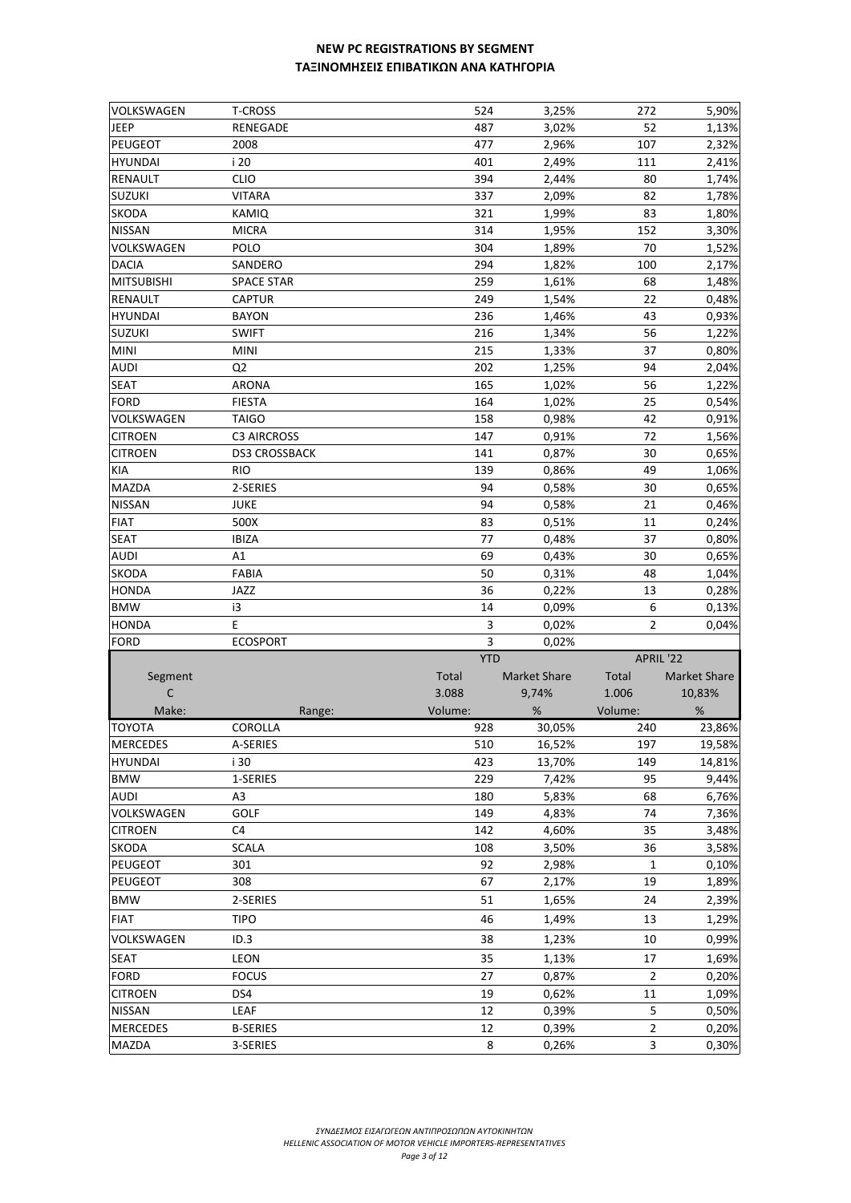# NEW PC REGISTRATIONS BY SEGMENT
# ΤΑΞΙΝΟΜΗΣΕΙΣ ΕΠΙΒΑΤΙΚΩΝ ΑΝΑ ΚΑΤΗΓΟΡΙΑ

| | | | | | |
|---|---|---|---|---|---|
| VOLKSWAGEN | T-CROSS | 524 | 3,25% | 272 | 5,90% |
| JEEP | RENEGADE | 487 | 3,02% | 52 | 1,13% |
| PEUGEOT | 2008 | 477 | 2,96% | 107 | 2,32% |
| HYUNDAI | i 20 | 401 | 2,49% | 111 | 2,41% |
| RENAULT | CLIO | 394 | 2,44% | 80 | 1,74% |
| SUZUKI | VITARA | 337 | 2,09% | 82 | 1,78% |
| SKODA | KAMIQ | 321 | 1,99% | 83 | 1,80% |
| NISSAN | MICRA | 314 | 1,95% | 152 | 3,30% |
| VOLKSWAGEN | POLO | 304 | 1,89% | 70 | 1,52% |
| DACIA | SANDERO | 294 | 1,82% | 100 | 2,17% |
| MITSUBISHI | SPACE STAR | 259 | 1,61% | 68 | 1,48% |
| RENAULT | CAPTUR | 249 | 1,54% | 22 | 0,48% |
| HYUNDAI | BAYON | 236 | 1,46% | 43 | 0,93% |
| SUZUKI | SWIFT | 216 | 1,34% | 56 | 1,22% |
| MINI | MINI | 215 | 1,33% | 37 | 0,80% |
| AUDI | Q2 | 202 | 1,25% | 94 | 2,04% |
| SEAT | ARONA | 165 | 1,02% | 56 | 1,22% |
| FORD | FIESTA | 164 | 1,02% | 25 | 0,54% |
| VOLKSWAGEN | TAIGO | 158 | 0,98% | 42 | 0,91% |
| CITROEN | C3 AIRCROSS | 147 | 0,91% | 72 | 1,56% |
| CITROEN | DS3 CROSSBACK | 141 | 0,87% | 30 | 0,65% |
| KIA | RIO | 139 | 0,86% | 49 | 1,06% |
| MAZDA | 2-SERIES | 94 | 0,58% | 30 | 0,65% |
| NISSAN | JUKE | 94 | 0,58% | 21 | 0,46% |
| FIAT | 500X | 83 | 0,51% | 11 | 0,24% |
| SEAT | IBIZA | 77 | 0,48% | 37 | 0,80% |
| AUDI | A1 | 69 | 0,43% | 30 | 0,65% |
| SKODA | FABIA | 50 | 0,31% | 48 | 1,04% |
| HONDA | JAZZ | 36 | 0,22% | 13 | 0,28% |
| BMW | i3 | 14 | 0,09% | 6 | 0,13% |
| HONDA | E | 3 | 0,02% | 2 | 0,04% |
| FORD | ECOSPORT | 3 | 0,02% | | |

| | | YTD | | APRIL '22 | |
|---|---|---|---|---|---|
| Segment | | Total | Market Share | Total | Market Share |
| C | | 3.088 | 9,74% | 1.006 | 10,83% |
| Make: | Range: | Volume: | % | Volume: | % |
| TOYOTA | COROLLA | 928 | 30,05% | 240 | 23,86% |
| MERCEDES | A-SERIES | 510 | 16,52% | 197 | 19,58% |
| HYUNDAI | i 30 | 423 | 13,70% | 149 | 14,81% |
| BMW | 1-SERIES | 229 | 7,42% | 95 | 9,44% |
| AUDI | A3 | 180 | 5,83% | 68 | 6,76% |
| VOLKSWAGEN | GOLF | 149 | 4,83% | 74 | 7,36% |
| CITROEN | C4 | 142 | 4,60% | 35 | 3,48% |
| SKODA | SCALA | 108 | 3,50% | 36 | 3,58% |
| PEUGEOT | 301 | 92 | 2,98% | 1 | 0,10% |
| PEUGEOT | 308 | 67 | 2,17% | 19 | 1,89% |
| BMW | 2-SERIES | 51 | 1,65% | 24 | 2,39% |
| FIAT | TIPO | 46 | 1,49% | 13 | 1,29% |
| VOLKSWAGEN | ID.3 | 38 | 1,23% | 10 | 0,99% |
| SEAT | LEON | 35 | 1,13% | 17 | 1,69% |
| FORD | FOCUS | 27 | 0,87% | 2 | 0,20% |
| CITROEN | DS4 | 19 | 0,62% | 11 | 1,09% |
| NISSAN | LEAF | 12 | 0,39% | 5 | 0,50% |
| MERCEDES | B-SERIES | 12 | 0,39% | 2 | 0,20% |
| MAZDA | 3-SERIES | 8 | 0,26% | 3 | 0,30% |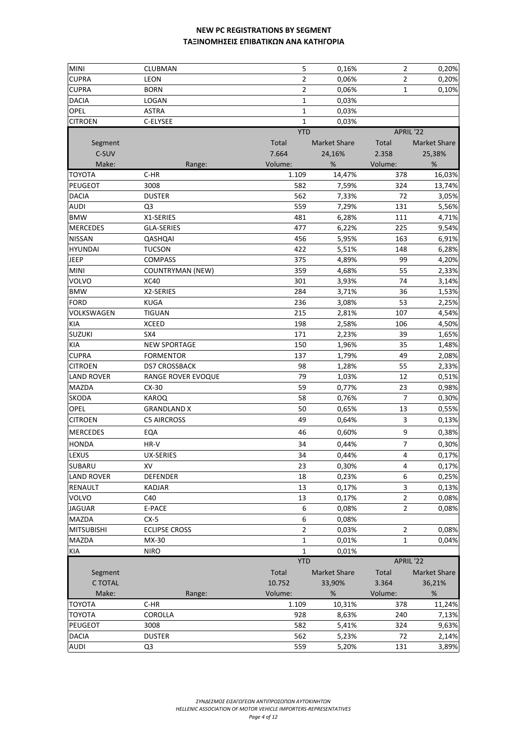# NEW PC REGISTRATIONS BY SEGMENT
# ΤΑΞΙΝΟΜΗΣΕΙΣ ΕΠΙΒΑΤΙΚΩΝ ΑΝΑ ΚΑΤΗΓΟΡΙΑ

| | | | | | |
|---|---|---|---|---|---|
| MINI | CLUBMAN | 5 | 0,16% | 2 | 0,20% |
| CUPRA | LEON | 2 | 0,06% | 2 | 0,20% |
| CUPRA | BORN | 2 | 0,06% | 1 | 0,10% |
| DACIA | LOGAN | 1 | 0,03% | | |
| OPEL | ASTRA | 1 | 0,03% | | |
| CITROEN | C-ELYSEE | 1 | 0,03% | | |

| | | YTD | | APRIL '22 | |
|---|---|---|---|---|---|
| Segment | | Total | Market Share | Total | Market Share |
| C-SUV | | 7.664 | 24,16% | 2.358 | 25,38% |
| Make: | Range: | Volume: | % | Volume: | % |
| TOYOTA | C-HR | 1.109 | 14,47% | 378 | 16,03% |
| PEUGEOT | 3008 | 582 | 7,59% | 324 | 13,74% |
| DACIA | DUSTER | 562 | 7,33% | 72 | 3,05% |
| AUDI | Q3 | 559 | 7,29% | 131 | 5,56% |
| BMW | X1-SERIES | 481 | 6,28% | 111 | 4,71% |
| MERCEDES | GLA-SERIES | 477 | 6,22% | 225 | 9,54% |
| NISSAN | QASHQAI | 456 | 5,95% | 163 | 6,91% |
| HYUNDAI | TUCSON | 422 | 5,51% | 148 | 6,28% |
| JEEP | COMPASS | 375 | 4,89% | 99 | 4,20% |
| MINI | COUNTRYMAN (NEW) | 359 | 4,68% | 55 | 2,33% |
| VOLVO | XC40 | 301 | 3,93% | 74 | 3,14% |
| BMW | X2-SERIES | 284 | 3,71% | 36 | 1,53% |
| FORD | KUGA | 236 | 3,08% | 53 | 2,25% |
| VOLKSWAGEN | TIGUAN | 215 | 2,81% | 107 | 4,54% |
| KIA | XCEED | 198 | 2,58% | 106 | 4,50% |
| SUZUKI | SX4 | 171 | 2,23% | 39 | 1,65% |
| KIA | NEW SPORTAGE | 150 | 1,96% | 35 | 1,48% |
| CUPRA | FORMENTOR | 137 | 1,79% | 49 | 2,08% |
| CITROEN | DS7 CROSSBACK | 98 | 1,28% | 55 | 2,33% |
| LAND ROVER | RANGE ROVER EVOQUE | 79 | 1,03% | 12 | 0,51% |
| MAZDA | CX-30 | 59 | 0,77% | 23 | 0,98% |
| SKODA | KAROQ | 58 | 0,76% | 7 | 0,30% |
| OPEL | GRANDLAND X | 50 | 0,65% | 13 | 0,55% |
| CITROEN | C5 AIRCROSS | 49 | 0,64% | 3 | 0,13% |
| MERCEDES | EQA | 46 | 0,60% | 9 | 0,38% |
| HONDA | HR-V | 34 | 0,44% | 7 | 0,30% |
| LEXUS | UX-SERIES | 34 | 0,44% | 4 | 0,17% |
| SUBARU | XV | 23 | 0,30% | 4 | 0,17% |
| LAND ROVER | DEFENDER | 18 | 0,23% | 6 | 0,25% |
| RENAULT | KADJAR | 13 | 0,17% | 3 | 0,13% |
| VOLVO | C40 | 13 | 0,17% | 2 | 0,08% |
| JAGUAR | E-PACE | 6 | 0,08% | 2 | 0,08% |
| MAZDA | CX-5 | 6 | 0,08% | | |
| MITSUBISHI | ECLIPSE CROSS | 2 | 0,03% | 2 | 0,08% |
| MAZDA | MX-30 | 1 | 0,01% | 1 | 0,04% |
| KIA | NIRO | 1 | 0,01% | | |

| | | YTD | | APRIL '22 | |
|---|---|---|---|---|---|
| Segment | | Total | Market Share | Total | Market Share |
| C TOTAL | | 10.752 | 33,90% | 3.364 | 36,21% |
| Make: | Range: | Volume: | % | Volume: | % |
| TOYOTA | C-HR | 1.109 | 10,31% | 378 | 11,24% |
| TOYOTA | COROLLA | 928 | 8,63% | 240 | 7,13% |
| PEUGEOT | 3008 | 582 | 5,41% | 324 | 9,63% |
| DACIA | DUSTER | 562 | 5,23% | 72 | 2,14% |
| AUDI | Q3 | 559 | 5,20% | 131 | 3,89% |

*ΣΥΝΔΕΣΜΟΣ ΕΙΣΑΓΩΓΕΩΝ ΑΝΤΙΠΡΟΣΩΠΩΝ ΑΥΤΟΚΙΝΗΤΩΝ*
*HELLENIC ASSOCIATION OF MOTOR VEHICLE IMPORTERS-REPRESENTATIVES*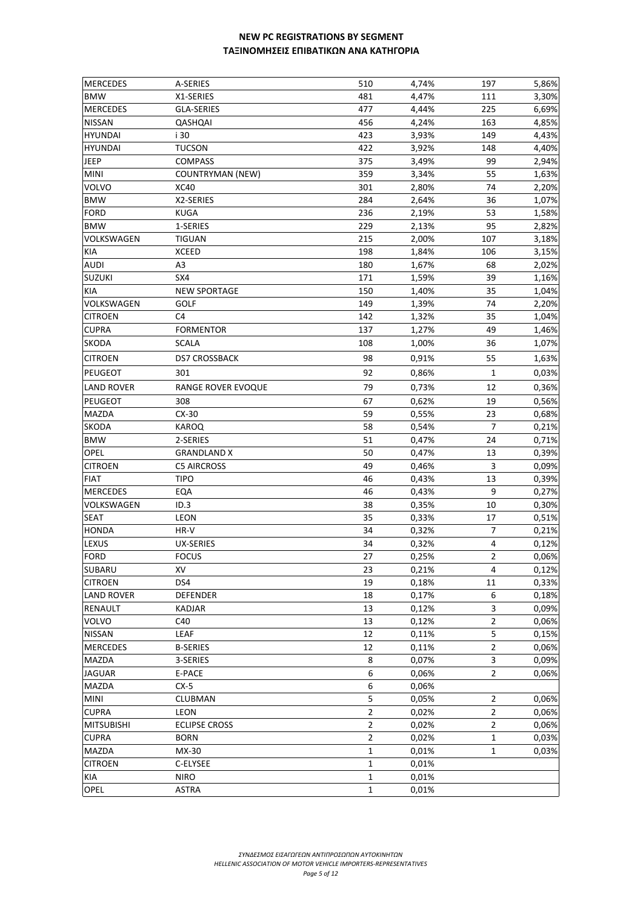# NEW PC REGISTRATIONS BY SEGMENT
# ΤΑΞΙΝΟΜΗΣΕΙΣ ΕΠΙΒΑΤΙΚΩΝ ΑΝΑ ΚΑΤΗΓΟΡΙΑ

| | | | | | |
|---|---|---|---|---|---|
| MERCEDES | A-SERIES | 510 | 4,74% | 197 | 5,86% |
| BMW | X1-SERIES | 481 | 4,47% | 111 | 3,30% |
| MERCEDES | GLA-SERIES | 477 | 4,44% | 225 | 6,69% |
| NISSAN | QASHQAI | 456 | 4,24% | 163 | 4,85% |
| HYUNDAI | i 30 | 423 | 3,93% | 149 | 4,43% |
| HYUNDAI | TUCSON | 422 | 3,92% | 148 | 4,40% |
| JEEP | COMPASS | 375 | 3,49% | 99 | 2,94% |
| MINI | COUNTRYMAN (NEW) | 359 | 3,34% | 55 | 1,63% |
| VOLVO | XC40 | 301 | 2,80% | 74 | 2,20% |
| BMW | X2-SERIES | 284 | 2,64% | 36 | 1,07% |
| FORD | KUGA | 236 | 2,19% | 53 | 1,58% |
| BMW | 1-SERIES | 229 | 2,13% | 95 | 2,82% |
| VOLKSWAGEN | TIGUAN | 215 | 2,00% | 107 | 3,18% |
| KIA | XCEED | 198 | 1,84% | 106 | 3,15% |
| AUDI | A3 | 180 | 1,67% | 68 | 2,02% |
| SUZUKI | SX4 | 171 | 1,59% | 39 | 1,16% |
| KIA | NEW SPORTAGE | 150 | 1,40% | 35 | 1,04% |
| VOLKSWAGEN | GOLF | 149 | 1,39% | 74 | 2,20% |
| CITROEN | C4 | 142 | 1,32% | 35 | 1,04% |
| CUPRA | FORMENTOR | 137 | 1,27% | 49 | 1,46% |
| SKODA | SCALA | 108 | 1,00% | 36 | 1,07% |
| CITROEN | DS7 CROSSBACK | 98 | 0,91% | 55 | 1,63% |
| PEUGEOT | 301 | 92 | 0,86% | 1 | 0,03% |
| LAND ROVER | RANGE ROVER EVOQUE | 79 | 0,73% | 12 | 0,36% |
| PEUGEOT | 308 | 67 | 0,62% | 19 | 0,56% |
| MAZDA | CX-30 | 59 | 0,55% | 23 | 0,68% |
| SKODA | KAROQ | 58 | 0,54% | 7 | 0,21% |
| BMW | 2-SERIES | 51 | 0,47% | 24 | 0,71% |
| OPEL | GRANDLAND X | 50 | 0,47% | 13 | 0,39% |
| CITROEN | C5 AIRCROSS | 49 | 0,46% | 3 | 0,09% |
| FIAT | TIPO | 46 | 0,43% | 13 | 0,39% |
| MERCEDES | EQA | 46 | 0,43% | 9 | 0,27% |
| VOLKSWAGEN | ID.3 | 38 | 0,35% | 10 | 0,30% |
| SEAT | LEON | 35 | 0,33% | 17 | 0,51% |
| HONDA | HR-V | 34 | 0,32% | 7 | 0,21% |
| LEXUS | UX-SERIES | 34 | 0,32% | 4 | 0,12% |
| FORD | FOCUS | 27 | 0,25% | 2 | 0,06% |
| SUBARU | XV | 23 | 0,21% | 4 | 0,12% |
| CITROEN | DS4 | 19 | 0,18% | 11 | 0,33% |
| LAND ROVER | DEFENDER | 18 | 0,17% | 6 | 0,18% |
| RENAULT | KADJAR | 13 | 0,12% | 3 | 0,09% |
| VOLVO | C40 | 13 | 0,12% | 2 | 0,06% |
| NISSAN | LEAF | 12 | 0,11% | 5 | 0,15% |
| MERCEDES | B-SERIES | 12 | 0,11% | 2 | 0,06% |
| MAZDA | 3-SERIES | 8 | 0,07% | 3 | 0,09% |
| JAGUAR | E-PACE | 6 | 0,06% | 2 | 0,06% |
| MAZDA | CX-5 | 6 | 0,06% | | |
| MINI | CLUBMAN | 5 | 0,05% | 2 | 0,06% |
| CUPRA | LEON | 2 | 0,02% | 2 | 0,06% |
| MITSUBISHI | ECLIPSE CROSS | 2 | 0,02% | 2 | 0,06% |
| CUPRA | BORN | 2 | 0,02% | 1 | 0,03% |
| MAZDA | MX-30 | 1 | 0,01% | 1 | 0,03% |
| CITROEN | C-ELYSEE | 1 | 0,01% | | |
| KIA | NIRO | 1 | 0,01% | | |
| OPEL | ASTRA | 1 | 0,01% | | |

*ΣΥΝΔΕΣΜΟΣ ΕΙΣΑΓΩΓΕΩΝ ΑΝΤΙΠΡΟΣΩΠΩΝ ΑΥΤΟΚΙΝΗΤΩΝ*
*HELLENIC ASSOCIATION OF MOTOR VEHICLE IMPORTERS-REPRESENTATIVES*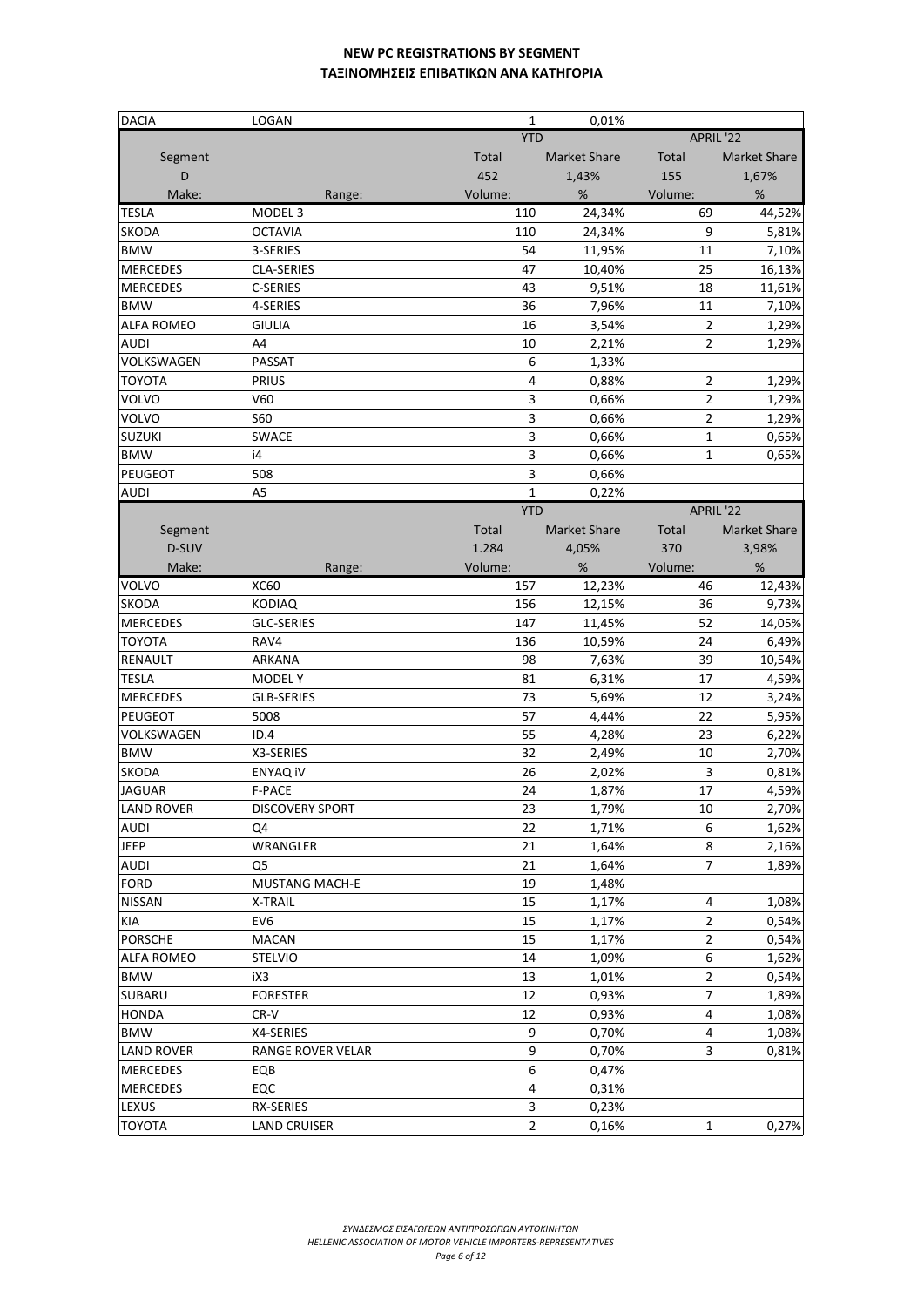# NEW PC REGISTRATIONS BY SEGMENT
# ΤΑΞΙΝΟΜΗΣΕΙΣ ΕΠΙΒΑΤΙΚΩΝ ΑΝΑ ΚΑΤΗΓΟΡΙΑ

| DACIA | LOGAN | 1 | 0,01% | | |
|---|---|---|---|---|---|
| | | YTD | | APRIL '22 | |
| Segment | | Total | Market Share | Total | Market Share |
| D | | 452 | 1,43% | 155 | 1,67% |
| Make: | Range: | Volume: | % | Volume: | % |
| TESLA | MODEL 3 | 110 | 24,34% | 69 | 44,52% |
| SKODA | OCTAVIA | 110 | 24,34% | 9 | 5,81% |
| BMW | 3-SERIES | 54 | 11,95% | 11 | 7,10% |
| MERCEDES | CLA-SERIES | 47 | 10,40% | 25 | 16,13% |
| MERCEDES | C-SERIES | 43 | 9,51% | 18 | 11,61% |
| BMW | 4-SERIES | 36 | 7,96% | 11 | 7,10% |
| ALFA ROMEO | GIULIA | 16 | 3,54% | 2 | 1,29% |
| AUDI | A4 | 10 | 2,21% | 2 | 1,29% |
| VOLKSWAGEN | PASSAT | 6 | 1,33% | | |
| TOYOTA | PRIUS | 4 | 0,88% | 2 | 1,29% |
| VOLVO | V60 | 3 | 0,66% | 2 | 1,29% |
| VOLVO | S60 | 3 | 0,66% | 2 | 1,29% |
| SUZUKI | SWACE | 3 | 0,66% | 1 | 0,65% |
| BMW | i4 | 3 | 0,66% | 1 | 0,65% |
| PEUGEOT | 508 | 3 | 0,66% | | |
| AUDI | A5 | 1 | 0,22% | | |

| | | YTD | | APRIL '22 | |
|---|---|---|---|---|---|
| Segment | | Total | Market Share | Total | Market Share |
| D-SUV | | 1.284 | 4,05% | 370 | 3,98% |
| Make: | Range: | Volume: | % | Volume: | % |
| VOLVO | XC60 | 157 | 12,23% | 46 | 12,43% |
| SKODA | KODIAQ | 156 | 12,15% | 36 | 9,73% |
| MERCEDES | GLC-SERIES | 147 | 11,45% | 52 | 14,05% |
| TOYOTA | RAV4 | 136 | 10,59% | 24 | 6,49% |
| RENAULT | ARKANA | 98 | 7,63% | 39 | 10,54% |
| TESLA | MODEL Y | 81 | 6,31% | 17 | 4,59% |
| MERCEDES | GLB-SERIES | 73 | 5,69% | 12 | 3,24% |
| PEUGEOT | 5008 | 57 | 4,44% | 22 | 5,95% |
| VOLKSWAGEN | ID.4 | 55 | 4,28% | 23 | 6,22% |
| BMW | X3-SERIES | 32 | 2,49% | 10 | 2,70% |
| SKODA | ENYAQ iV | 26 | 2,02% | 3 | 0,81% |
| JAGUAR | F-PACE | 24 | 1,87% | 17 | 4,59% |
| LAND ROVER | DISCOVERY SPORT | 23 | 1,79% | 10 | 2,70% |
| AUDI | Q4 | 22 | 1,71% | 6 | 1,62% |
| JEEP | WRANGLER | 21 | 1,64% | 8 | 2,16% |
| AUDI | Q5 | 21 | 1,64% | 7 | 1,89% |
| FORD | MUSTANG MACH-E | 19 | 1,48% | | |
| NISSAN | X-TRAIL | 15 | 1,17% | 4 | 1,08% |
| KIA | EV6 | 15 | 1,17% | 2 | 0,54% |
| PORSCHE | MACAN | 15 | 1,17% | 2 | 0,54% |
| ALFA ROMEO | STELVIO | 14 | 1,09% | 6 | 1,62% |
| BMW | iX3 | 13 | 1,01% | 2 | 0,54% |
| SUBARU | FORESTER | 12 | 0,93% | 7 | 1,89% |
| HONDA | CR-V | 12 | 0,93% | 4 | 1,08% |
| BMW | X4-SERIES | 9 | 0,70% | 4 | 1,08% |
| LAND ROVER | RANGE ROVER VELAR | 9 | 0,70% | 3 | 0,81% |
| MERCEDES | EQB | 6 | 0,47% | | |
| MERCEDES | EQC | 4 | 0,31% | | |
| LEXUS | RX-SERIES | 3 | 0,23% | | |
| TOYOTA | LAND CRUISER | 2 | 0,16% | 1 | 0,27% |

*ΣΥΝΔΕΣΜΟΣ ΕΙΣΑΓΩΓΕΩΝ ΑΝΤΙΠΡΟΣΩΠΩΝ ΑΥΤΟΚΙΝΗΤΩΝ*
*HELLENIC ASSOCIATION OF MOTOR VEHICLE IMPORTERS-REPRESENTATIVES*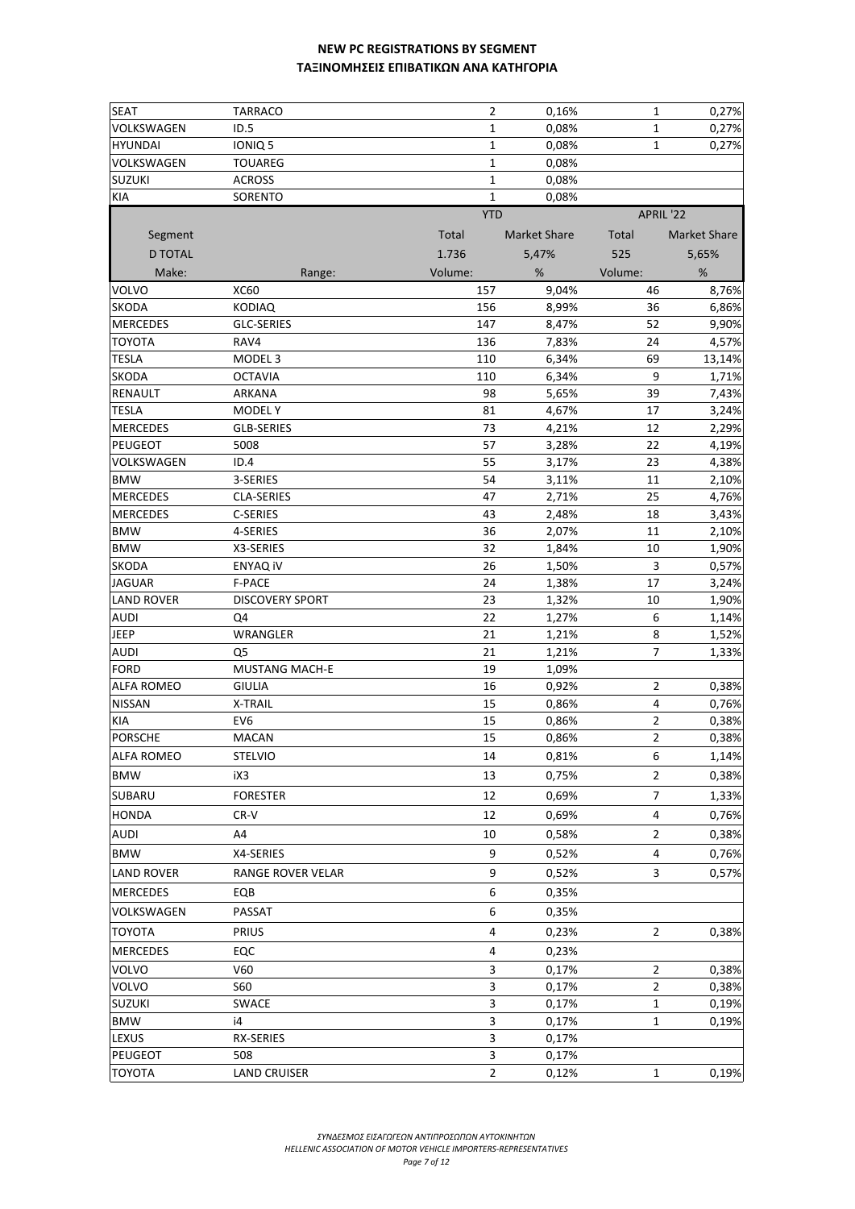# NEW PC REGISTRATIONS BY SEGMENT
# ΤΑΞΙΝΟΜΗΣΕΙΣ ΕΠΙΒΑΤΙΚΩΝ ΑΝΑ ΚΑΤΗΓΟΡΙΑ

| | | | | | |
|---|---|---|---|---|---|
| SEAT | TARRACO | 2 | 0,16% | 1 | 0,27% |
| VOLKSWAGEN | ID.5 | 1 | 0,08% | 1 | 0,27% |
| HYUNDAI | IONIQ 5 | 1 | 0,08% | 1 | 0,27% |
| VOLKSWAGEN | TOUAREG | 1 | 0,08% | | |
| SUZUKI | ACROSS | 1 | 0,08% | | |
| KIA | SORENTO | 1 | 0,08% | | |

| | | YTD | | APRIL '22 | |
|---|---|---|---|---|---|
| Segment | | Total | Market Share | Total | Market Share |
| D TOTAL | | 1.736 | 5,47% | 525 | 5,65% |
| Make: | Range: | Volume: | % | Volume: | % |
| VOLVO | XC60 | 157 | 9,04% | 46 | 8,76% |
| SKODA | KODIAQ | 156 | 8,99% | 36 | 6,86% |
| MERCEDES | GLC-SERIES | 147 | 8,47% | 52 | 9,90% |
| TOYOTA | RAV4 | 136 | 7,83% | 24 | 4,57% |
| TESLA | MODEL 3 | 110 | 6,34% | 69 | 13,14% |
| SKODA | OCTAVIA | 110 | 6,34% | 9 | 1,71% |
| RENAULT | ARKANA | 98 | 5,65% | 39 | 7,43% |
| TESLA | MODEL Y | 81 | 4,67% | 17 | 3,24% |
| MERCEDES | GLB-SERIES | 73 | 4,21% | 12 | 2,29% |
| PEUGEOT | 5008 | 57 | 3,28% | 22 | 4,19% |
| VOLKSWAGEN | ID.4 | 55 | 3,17% | 23 | 4,38% |
| BMW | 3-SERIES | 54 | 3,11% | 11 | 2,10% |
| MERCEDES | CLA-SERIES | 47 | 2,71% | 25 | 4,76% |
| MERCEDES | C-SERIES | 43 | 2,48% | 18 | 3,43% |
| BMW | 4-SERIES | 36 | 2,07% | 11 | 2,10% |
| BMW | X3-SERIES | 32 | 1,84% | 10 | 1,90% |
| SKODA | ENYAQ iV | 26 | 1,50% | 3 | 0,57% |
| JAGUAR | F-PACE | 24 | 1,38% | 17 | 3,24% |
| LAND ROVER | DISCOVERY SPORT | 23 | 1,32% | 10 | 1,90% |
| AUDI | Q4 | 22 | 1,27% | 6 | 1,14% |
| JEEP | WRANGLER | 21 | 1,21% | 8 | 1,52% |
| AUDI | Q5 | 21 | 1,21% | 7 | 1,33% |
| FORD | MUSTANG MACH-E | 19 | 1,09% | | |
| ALFA ROMEO | GIULIA | 16 | 0,92% | 2 | 0,38% |
| NISSAN | X-TRAIL | 15 | 0,86% | 4 | 0,76% |
| KIA | EV6 | 15 | 0,86% | 2 | 0,38% |
| PORSCHE | MACAN | 15 | 0,86% | 2 | 0,38% |
| ALFA ROMEO | STELVIO | 14 | 0,81% | 6 | 1,14% |
| BMW | iX3 | 13 | 0,75% | 2 | 0,38% |
| SUBARU | FORESTER | 12 | 0,69% | 7 | 1,33% |
| HONDA | CR-V | 12 | 0,69% | 4 | 0,76% |
| AUDI | A4 | 10 | 0,58% | 2 | 0,38% |
| BMW | X4-SERIES | 9 | 0,52% | 4 | 0,76% |
| LAND ROVER | RANGE ROVER VELAR | 9 | 0,52% | 3 | 0,57% |
| MERCEDES | EQB | 6 | 0,35% | | |
| VOLKSWAGEN | PASSAT | 6 | 0,35% | | |
| TOYOTA | PRIUS | 4 | 0,23% | 2 | 0,38% |
| MERCEDES | EQC | 4 | 0,23% | | |
| VOLVO | V60 | 3 | 0,17% | 2 | 0,38% |
| VOLVO | S60 | 3 | 0,17% | 2 | 0,38% |
| SUZUKI | SWACE | 3 | 0,17% | 1 | 0,19% |
| BMW | i4 | 3 | 0,17% | 1 | 0,19% |
| LEXUS | RX-SERIES | 3 | 0,17% | | |
| PEUGEOT | 508 | 3 | 0,17% | | |
| TOYOTA | LAND CRUISER | 2 | 0,12% | 1 | 0,19% |

*ΣΥΝΔΕΣΜΟΣ ΕΙΣΑΓΩΓΕΩΝ ΑΝΤΙΠΡΟΣΩΠΩΝ ΑΥΤΟΚΙΝΗΤΩΝ*
*HELLENIC ASSOCIATION OF MOTOR VEHICLE IMPORTERS-REPRESENTATIVES*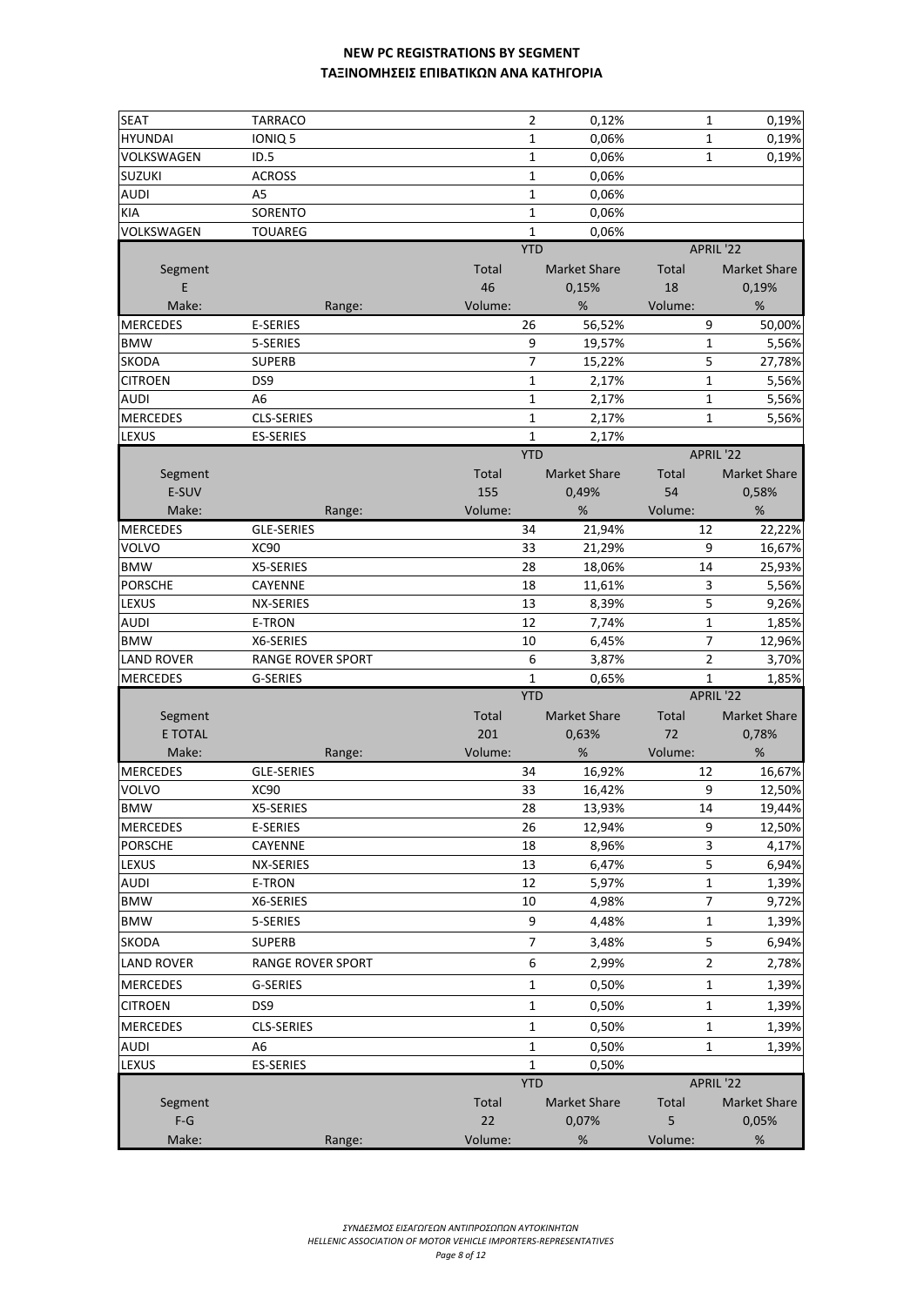## NEW PC REGISTRATIONS BY SEGMENT
## ΤΑΞΙΝΟΜΗΣΕΙΣ ΕΠΙΒΑΤΙΚΩΝ ΑΝΑ ΚΑΤΗΓΟΡΙΑ

| | | | | | |
|---|---|---|---|---|---|
| SEAT | TARRACO | 2 | 0,12% | 1 | 0,19% |
| HYUNDAI | IONIQ 5 | 1 | 0,06% | 1 | 0,19% |
| VOLKSWAGEN | ID.5 | 1 | 0,06% | 1 | 0,19% |
| SUZUKI | ACROSS | 1 | 0,06% | | |
| AUDI | A5 | 1 | 0,06% | | |
| KIA | SORENTO | 1 | 0,06% | | |
| VOLKSWAGEN | TOUAREG | 1 | 0,06% | | |

| | | YTD | | APRIL '22 | |
|---|---|---|---|---|---|
| Segment | | Total | Market Share | Total | Market Share |
| E | | 46 | 0,15% | 18 | 0,19% |
| Make: | Range: | Volume: | % | Volume: | % |
| MERCEDES | E-SERIES | 26 | 56,52% | 9 | 50,00% |
| BMW | 5-SERIES | 9 | 19,57% | 1 | 5,56% |
| SKODA | SUPERB | 7 | 15,22% | 5 | 27,78% |
| CITROEN | DS9 | 1 | 2,17% | 1 | 5,56% |
| AUDI | A6 | 1 | 2,17% | 1 | 5,56% |
| MERCEDES | CLS-SERIES | 1 | 2,17% | 1 | 5,56% |
| LEXUS | ES-SERIES | 1 | 2,17% | | |

| | | YTD | | APRIL '22 | |
|---|---|---|---|---|---|
| Segment | | Total | Market Share | Total | Market Share |
| E-SUV | | 155 | 0,49% | 54 | 0,58% |
| Make: | Range: | Volume: | % | Volume: | % |
| MERCEDES | GLE-SERIES | 34 | 21,94% | 12 | 22,22% |
| VOLVO | XC90 | 33 | 21,29% | 9 | 16,67% |
| BMW | X5-SERIES | 28 | 18,06% | 14 | 25,93% |
| PORSCHE | CAYENNE | 18 | 11,61% | 3 | 5,56% |
| LEXUS | NX-SERIES | 13 | 8,39% | 5 | 9,26% |
| AUDI | E-TRON | 12 | 7,74% | 1 | 1,85% |
| BMW | X6-SERIES | 10 | 6,45% | 7 | 12,96% |
| LAND ROVER | RANGE ROVER SPORT | 6 | 3,87% | 2 | 3,70% |
| MERCEDES | G-SERIES | 1 | 0,65% | 1 | 1,85% |

| | | YTD | | APRIL '22 | |
|---|---|---|---|---|---|
| Segment | | Total | Market Share | Total | Market Share |
| E TOTAL | | 201 | 0,63% | 72 | 0,78% |
| Make: | Range: | Volume: | % | Volume: | % |
| MERCEDES | GLE-SERIES | 34 | 16,92% | 12 | 16,67% |
| VOLVO | XC90 | 33 | 16,42% | 9 | 12,50% |
| BMW | X5-SERIES | 28 | 13,93% | 14 | 19,44% |
| MERCEDES | E-SERIES | 26 | 12,94% | 9 | 12,50% |
| PORSCHE | CAYENNE | 18 | 8,96% | 3 | 4,17% |
| LEXUS | NX-SERIES | 13 | 6,47% | 5 | 6,94% |
| AUDI | E-TRON | 12 | 5,97% | 1 | 1,39% |
| BMW | X6-SERIES | 10 | 4,98% | 7 | 9,72% |
| BMW | 5-SERIES | 9 | 4,48% | 1 | 1,39% |
| SKODA | SUPERB | 7 | 3,48% | 5 | 6,94% |
| LAND ROVER | RANGE ROVER SPORT | 6 | 2,99% | 2 | 2,78% |
| MERCEDES | G-SERIES | 1 | 0,50% | 1 | 1,39% |
| CITROEN | DS9 | 1 | 0,50% | 1 | 1,39% |
| MERCEDES | CLS-SERIES | 1 | 0,50% | 1 | 1,39% |
| AUDI | A6 | 1 | 0,50% | 1 | 1,39% |
| LEXUS | ES-SERIES | 1 | 0,50% | | |

| | | YTD | | APRIL '22 | |
|---|---|---|---|---|---|
| Segment | | Total | Market Share | Total | Market Share |
| F-G | | 22 | 0,07% | 5 | 0,05% |
| Make: | Range: | Volume: | % | Volume: | % |

*ΣΥΝΔΕΣΜΟΣ ΕΙΣΑΓΩΓΕΩΝ ΑΝΤΙΠΡΟΣΩΠΩΝ ΑΥΤΟΚΙΝΗΤΩΝ*
*HELLENIC ASSOCIATION OF MOTOR VEHICLE IMPORTERS-REPRESENTATIVES*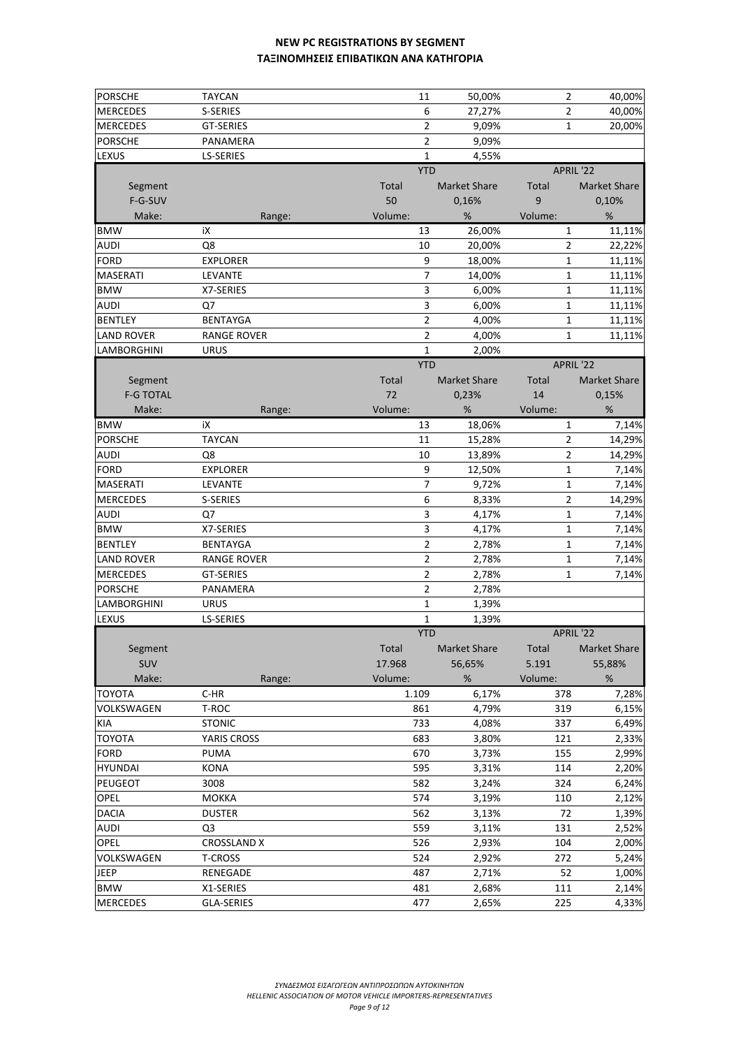# NEW PC REGISTRATIONS BY SEGMENT
# ΤΑΞΙΝΟΜΗΣΕΙΣ ΕΠΙΒΑΤΙΚΩΝ ΑΝΑ ΚΑΤΗΓΟΡΙΑ

| | | | | | |
|---|---|---|---|---|---|
| PORSCHE | TAYCAN | 11 | 50,00% | 2 | 40,00% |
| MERCEDES | S-SERIES | 6 | 27,27% | 2 | 40,00% |
| MERCEDES | GT-SERIES | 2 | 9,09% | 1 | 20,00% |
| PORSCHE | PANAMERA | 2 | 9,09% | | |
| LEXUS | LS-SERIES | 1 | 4,55% | | |

| | | YTD | | APRIL '22 | |
|---|---|---|---|---|---|
| Segment | | Total | Market Share | Total | Market Share |
| F-G-SUV | | 50 | 0,16% | 9 | 0,10% |
| Make: | Range: | Volume: | % | Volume: | % |
| BMW | iX | 13 | 26,00% | 1 | 11,11% |
| AUDI | Q8 | 10 | 20,00% | 2 | 22,22% |
| FORD | EXPLORER | 9 | 18,00% | 1 | 11,11% |
| MASERATI | LEVANTE | 7 | 14,00% | 1 | 11,11% |
| BMW | X7-SERIES | 3 | 6,00% | 1 | 11,11% |
| AUDI | Q7 | 3 | 6,00% | 1 | 11,11% |
| BENTLEY | BENTAYGA | 2 | 4,00% | 1 | 11,11% |
| LAND ROVER | RANGE ROVER | 2 | 4,00% | 1 | 11,11% |
| LAMBORGHINI | URUS | 1 | 2,00% | | |

| | | YTD | | APRIL '22 | |
|---|---|---|---|---|---|
| Segment | | Total | Market Share | Total | Market Share |
| F-G TOTAL | | 72 | 0,23% | 14 | 0,15% |
| Make: | Range: | Volume: | % | Volume: | % |
| BMW | iX | 13 | 18,06% | 1 | 7,14% |
| PORSCHE | TAYCAN | 11 | 15,28% | 2 | 14,29% |
| AUDI | Q8 | 10 | 13,89% | 2 | 14,29% |
| FORD | EXPLORER | 9 | 12,50% | 1 | 7,14% |
| MASERATI | LEVANTE | 7 | 9,72% | 1 | 7,14% |
| MERCEDES | S-SERIES | 6 | 8,33% | 2 | 14,29% |
| AUDI | Q7 | 3 | 4,17% | 1 | 7,14% |
| BMW | X7-SERIES | 3 | 4,17% | 1 | 7,14% |
| BENTLEY | BENTAYGA | 2 | 2,78% | 1 | 7,14% |
| LAND ROVER | RANGE ROVER | 2 | 2,78% | 1 | 7,14% |
| MERCEDES | GT-SERIES | 2 | 2,78% | 1 | 7,14% |
| PORSCHE | PANAMERA | 2 | 2,78% | | |
| LAMBORGHINI | URUS | 1 | 1,39% | | |
| LEXUS | LS-SERIES | 1 | 1,39% | | |

| | | YTD | | APRIL '22 | |
|---|---|---|---|---|---|
| Segment | | Total | Market Share | Total | Market Share |
| SUV | | 17.968 | 56,65% | 5.191 | 55,88% |
| Make: | Range: | Volume: | % | Volume: | % |
| TOYOTA | C-HR | 1.109 | 6,17% | 378 | 7,28% |
| VOLKSWAGEN | T-ROC | 861 | 4,79% | 319 | 6,15% |
| KIA | STONIC | 733 | 4,08% | 337 | 6,49% |
| TOYOTA | YARIS CROSS | 683 | 3,80% | 121 | 2,33% |
| FORD | PUMA | 670 | 3,73% | 155 | 2,99% |
| HYUNDAI | KONA | 595 | 3,31% | 114 | 2,20% |
| PEUGEOT | 3008 | 582 | 3,24% | 324 | 6,24% |
| OPEL | MOKKA | 574 | 3,19% | 110 | 2,12% |
| DACIA | DUSTER | 562 | 3,13% | 72 | 1,39% |
| AUDI | Q3 | 559 | 3,11% | 131 | 2,52% |
| OPEL | CROSSLAND X | 526 | 2,93% | 104 | 2,00% |
| VOLKSWAGEN | T-CROSS | 524 | 2,92% | 272 | 5,24% |
| JEEP | RENEGADE | 487 | 2,71% | 52 | 1,00% |
| BMW | X1-SERIES | 481 | 2,68% | 111 | 2,14% |
| MERCEDES | GLA-SERIES | 477 | 2,65% | 225 | 4,33% |

*ΣΥΝΔΕΣΜΟΣ ΕΙΣΑΓΩΓΕΩΝ ΑΝΤΙΠΡΟΣΩΠΩΝ ΑΥΤΟΚΙΝΗΤΩΝ*
*HELLENIC ASSOCIATION OF MOTOR VEHICLE IMPORTERS-REPRESENTATIVES*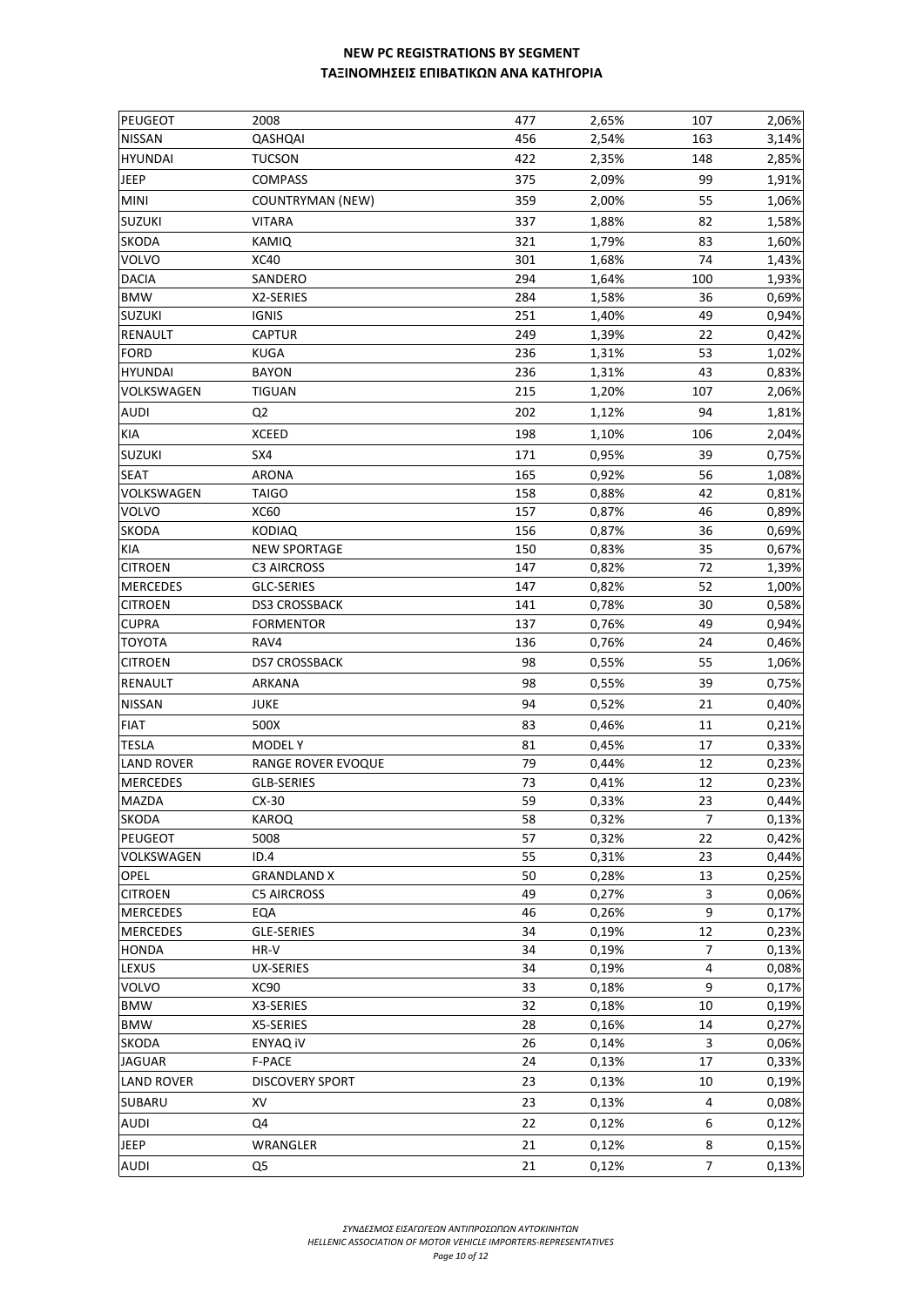**NEW PC REGISTRATIONS BY SEGMENT**
**ΤΑΞΙΝΟΜΗΣΕΙΣ ΕΠΙΒΑΤΙΚΩΝ ΑΝΑ ΚΑΤΗΓΟΡΙΑ**

| | | | | | |
|---|---|---|---|---|---|
| PEUGEOT | 2008 | 477 | 2,65% | 107 | 2,06% |
| NISSAN | QASHQAI | 456 | 2,54% | 163 | 3,14% |
| HYUNDAI | TUCSON | 422 | 2,35% | 148 | 2,85% |
| JEEP | COMPASS | 375 | 2,09% | 99 | 1,91% |
| MINI | COUNTRYMAN (NEW) | 359 | 2,00% | 55 | 1,06% |
| SUZUKI | VITARA | 337 | 1,88% | 82 | 1,58% |
| SKODA | KAMIQ | 321 | 1,79% | 83 | 1,60% |
| VOLVO | XC40 | 301 | 1,68% | 74 | 1,43% |
| DACIA | SANDERO | 294 | 1,64% | 100 | 1,93% |
| BMW | X2-SERIES | 284 | 1,58% | 36 | 0,69% |
| SUZUKI | IGNIS | 251 | 1,40% | 49 | 0,94% |
| RENAULT | CAPTUR | 249 | 1,39% | 22 | 0,42% |
| FORD | KUGA | 236 | 1,31% | 53 | 1,02% |
| HYUNDAI | BAYON | 236 | 1,31% | 43 | 0,83% |
| VOLKSWAGEN | TIGUAN | 215 | 1,20% | 107 | 2,06% |
| AUDI | Q2 | 202 | 1,12% | 94 | 1,81% |
| KIA | XCEED | 198 | 1,10% | 106 | 2,04% |
| SUZUKI | SX4 | 171 | 0,95% | 39 | 0,75% |
| SEAT | ARONA | 165 | 0,92% | 56 | 1,08% |
| VOLKSWAGEN | TAIGO | 158 | 0,88% | 42 | 0,81% |
| VOLVO | XC60 | 157 | 0,87% | 46 | 0,89% |
| SKODA | KODIAQ | 156 | 0,87% | 36 | 0,69% |
| KIA | NEW SPORTAGE | 150 | 0,83% | 35 | 0,67% |
| CITROEN | C3 AIRCROSS | 147 | 0,82% | 72 | 1,39% |
| MERCEDES | GLC-SERIES | 147 | 0,82% | 52 | 1,00% |
| CITROEN | DS3 CROSSBACK | 141 | 0,78% | 30 | 0,58% |
| CUPRA | FORMENTOR | 137 | 0,76% | 49 | 0,94% |
| TOYOTA | RAV4 | 136 | 0,76% | 24 | 0,46% |
| CITROEN | DS7 CROSSBACK | 98 | 0,55% | 55 | 1,06% |
| RENAULT | ARKANA | 98 | 0,55% | 39 | 0,75% |
| NISSAN | JUKE | 94 | 0,52% | 21 | 0,40% |
| FIAT | 500X | 83 | 0,46% | 11 | 0,21% |
| TESLA | MODEL Y | 81 | 0,45% | 17 | 0,33% |
| LAND ROVER | RANGE ROVER EVOQUE | 79 | 0,44% | 12 | 0,23% |
| MERCEDES | GLB-SERIES | 73 | 0,41% | 12 | 0,23% |
| MAZDA | CX-30 | 59 | 0,33% | 23 | 0,44% |
| SKODA | KAROQ | 58 | 0,32% | 7 | 0,13% |
| PEUGEOT | 5008 | 57 | 0,32% | 22 | 0,42% |
| VOLKSWAGEN | ID.4 | 55 | 0,31% | 23 | 0,44% |
| OPEL | GRANDLAND X | 50 | 0,28% | 13 | 0,25% |
| CITROEN | C5 AIRCROSS | 49 | 0,27% | 3 | 0,06% |
| MERCEDES | EQA | 46 | 0,26% | 9 | 0,17% |
| MERCEDES | GLE-SERIES | 34 | 0,19% | 12 | 0,23% |
| HONDA | HR-V | 34 | 0,19% | 7 | 0,13% |
| LEXUS | UX-SERIES | 34 | 0,19% | 4 | 0,08% |
| VOLVO | XC90 | 33 | 0,18% | 9 | 0,17% |
| BMW | X3-SERIES | 32 | 0,18% | 10 | 0,19% |
| BMW | X5-SERIES | 28 | 0,16% | 14 | 0,27% |
| SKODA | ENYAQ iV | 26 | 0,14% | 3 | 0,06% |
| JAGUAR | F-PACE | 24 | 0,13% | 17 | 0,33% |
| LAND ROVER | DISCOVERY SPORT | 23 | 0,13% | 10 | 0,19% |
| SUBARU | XV | 23 | 0,13% | 4 | 0,08% |
| AUDI | Q4 | 22 | 0,12% | 6 | 0,12% |
| JEEP | WRANGLER | 21 | 0,12% | 8 | 0,15% |
| AUDI | Q5 | 21 | 0,12% | 7 | 0,13% |

*ΣΥΝΔΕΣΜΟΣ ΕΙΣΑΓΩΓΕΩΝ ΑΝΤΙΠΡΟΣΩΠΩΝ ΑΥΤΟΚΙΝΗΤΩΝ*
*HELLENIC ASSOCIATION OF MOTOR VEHICLE IMPORTERS-REPRESENTATIVES*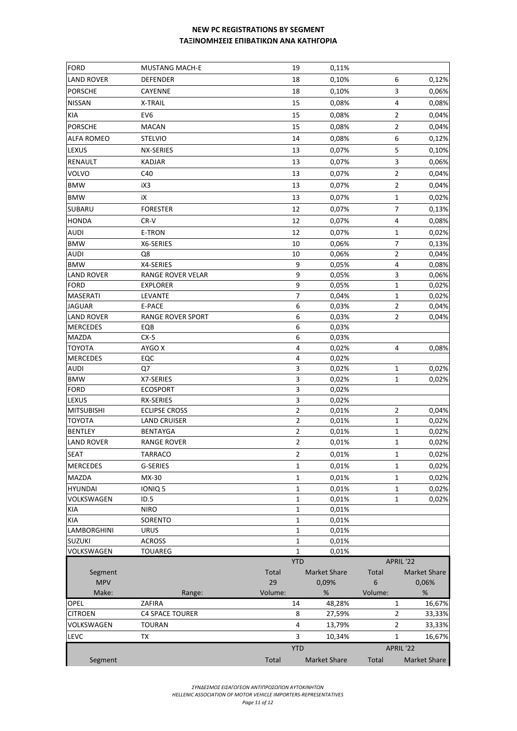## NEW PC REGISTRATIONS BY SEGMENT
## ΤΑΞΙΝΟΜΗΣΕΙΣ ΕΠΙΒΑΤΙΚΩΝ ΑΝΑ ΚΑΤΗΓΟΡΙΑ

| | | | | | |
|---|---|---|---|---|---|
| FORD | MUSTANG MACH-E | 19 | 0,11% | | |
| LAND ROVER | DEFENDER | 18 | 0,10% | 6 | 0,12% |
| PORSCHE | CAYENNE | 18 | 0,10% | 3 | 0,06% |
| NISSAN | X-TRAIL | 15 | 0,08% | 4 | 0,08% |
| KIA | EV6 | 15 | 0,08% | 2 | 0,04% |
| PORSCHE | MACAN | 15 | 0,08% | 2 | 0,04% |
| ALFA ROMEO | STELVIO | 14 | 0,08% | 6 | 0,12% |
| LEXUS | NX-SERIES | 13 | 0,07% | 5 | 0,10% |
| RENAULT | KADJAR | 13 | 0,07% | 3 | 0,06% |
| VOLVO | C40 | 13 | 0,07% | 2 | 0,04% |
| BMW | iX3 | 13 | 0,07% | 2 | 0,04% |
| BMW | iX | 13 | 0,07% | 1 | 0,02% |
| SUBARU | FORESTER | 12 | 0,07% | 7 | 0,13% |
| HONDA | CR-V | 12 | 0,07% | 4 | 0,08% |
| AUDI | E-TRON | 12 | 0,07% | 1 | 0,02% |
| BMW | X6-SERIES | 10 | 0,06% | 7 | 0,13% |
| AUDI | Q8 | 10 | 0,06% | 2 | 0,04% |
| BMW | X4-SERIES | 9 | 0,05% | 4 | 0,08% |
| LAND ROVER | RANGE ROVER VELAR | 9 | 0,05% | 3 | 0,06% |
| FORD | EXPLORER | 9 | 0,05% | 1 | 0,02% |
| MASERATI | LEVANTE | 7 | 0,04% | 1 | 0,02% |
| JAGUAR | E-PACE | 6 | 0,03% | 2 | 0,04% |
| LAND ROVER | RANGE ROVER SPORT | 6 | 0,03% | 2 | 0,04% |
| MERCEDES | EQB | 6 | 0,03% | | |
| MAZDA | CX-5 | 6 | 0,03% | | |
| TOYOTA | AYGO X | 4 | 0,02% | 4 | 0,08% |
| MERCEDES | EQC | 4 | 0,02% | | |
| AUDI | Q7 | 3 | 0,02% | 1 | 0,02% |
| BMW | X7-SERIES | 3 | 0,02% | 1 | 0,02% |
| FORD | ECOSPORT | 3 | 0,02% | | |
| LEXUS | RX-SERIES | 3 | 0,02% | | |
| MITSUBISHI | ECLIPSE CROSS | 2 | 0,01% | 2 | 0,04% |
| TOYOTA | LAND CRUISER | 2 | 0,01% | 1 | 0,02% |
| BENTLEY | BENTAYGA | 2 | 0,01% | 1 | 0,02% |
| LAND ROVER | RANGE ROVER | 2 | 0,01% | 1 | 0,02% |
| SEAT | TARRACO | 2 | 0,01% | 1 | 0,02% |
| MERCEDES | G-SERIES | 1 | 0,01% | 1 | 0,02% |
| MAZDA | MX-30 | 1 | 0,01% | 1 | 0,02% |
| HYUNDAI | IONIQ 5 | 1 | 0,01% | 1 | 0,02% |
| VOLKSWAGEN | ID.5 | 1 | 0,01% | 1 | 0,02% |
| KIA | NIRO | 1 | 0,01% | | |
| KIA | SORENTO | 1 | 0,01% | | |
| LAMBORGHINI | URUS | 1 | 0,01% | | |
| SUZUKI | ACROSS | 1 | 0,01% | | |
| VOLKSWAGEN | TOUAREG | 1 | 0,01% | | |

| | | YTD | | APRIL '22 | |
|---|---|---|---|---|---|
| Segment | | Total | Market Share | Total | Market Share |
| MPV | | 29 | 0,09% | 6 | 0,06% |
| Make: | Range: | Volume: | % | Volume: | % |
| OPEL | ZAFIRA | 14 | 48,28% | 1 | 16,67% |
| CITROEN | C4 SPACE TOURER | 8 | 27,59% | 2 | 33,33% |
| VOLKSWAGEN | TOURAN | 4 | 13,79% | 2 | 33,33% |
| LEVC | TX | 3 | 10,34% | 1 | 16,67% |

| | | YTD | | APRIL '22 | |
|---|---|---|---|---|---|
| Segment | | Total | Market Share | Total | Market Share |

*ΣΥΝΔΕΣΜΟΣ ΕΙΣΑΓΩΓΕΩΝ ΑΝΤΙΠΡΟΣΩΠΩΝ ΑΥΤΟΚΙΝΗΤΩΝ*
*HELLENIC ASSOCIATION OF MOTOR VEHICLE IMPORTERS-REPRESENTATIVES*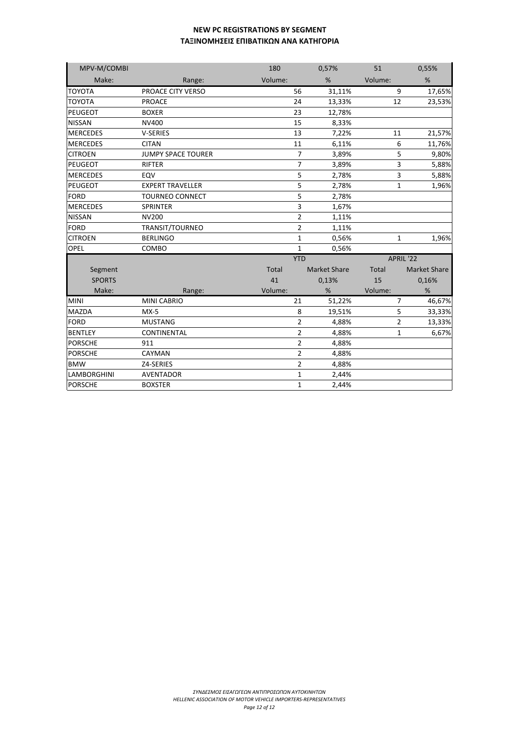## NEW PC REGISTRATIONS BY SEGMENT
## ΤΑΞΙΝΟΜΗΣΕΙΣ ΕΠΙΒΑΤΙΚΩΝ ΑΝΑ ΚΑΤΗΓΟΡΙΑ

| MPV-M/COMBI | | 180 | 0,57% | 51 | 0,55% |
|---|---|---|---|---|---|
| Make: | Range: | Volume: | % | Volume: | % |
| TOYOTA | PROACE CITY VERSO | 56 | 31,11% | 9 | 17,65% |
| TOYOTA | PROACE | 24 | 13,33% | 12 | 23,53% |
| PEUGEOT | BOXER | 23 | 12,78% | | |
| NISSAN | NV400 | 15 | 8,33% | | |
| MERCEDES | V-SERIES | 13 | 7,22% | 11 | 21,57% |
| MERCEDES | CITAN | 11 | 6,11% | 6 | 11,76% |
| CITROEN | JUMPY SPACE TOURER | 7 | 3,89% | 5 | 9,80% |
| PEUGEOT | RIFTER | 7 | 3,89% | 3 | 5,88% |
| MERCEDES | EQV | 5 | 2,78% | 3 | 5,88% |
| PEUGEOT | EXPERT TRAVELLER | 5 | 2,78% | 1 | 1,96% |
| FORD | TOURNEO CONNECT | 5 | 2,78% | | |
| MERCEDES | SPRINTER | 3 | 1,67% | | |
| NISSAN | NV200 | 2 | 1,11% | | |
| FORD | TRANSIT/TOURNEO | 2 | 1,11% | | |
| CITROEN | BERLINGO | 1 | 0,56% | 1 | 1,96% |
| OPEL | COMBO | 1 | 0,56% | | |

| | | YTD | | APRIL '22 | |
|---|---|---|---|---|---|
| Segment | | Total | Market Share | Total | Market Share |
| SPORTS | | 41 | 0,13% | 15 | 0,16% |
| Make: | Range: | Volume: | % | Volume: | % |
| MINI | MINI CABRIO | 21 | 51,22% | 7 | 46,67% |
| MAZDA | MX-5 | 8 | 19,51% | 5 | 33,33% |
| FORD | MUSTANG | 2 | 4,88% | 2 | 13,33% |
| BENTLEY | CONTINENTAL | 2 | 4,88% | 1 | 6,67% |
| PORSCHE | 911 | 2 | 4,88% | | |
| PORSCHE | CAYMAN | 2 | 4,88% | | |
| BMW | Z4-SERIES | 2 | 4,88% | | |
| LAMBORGHINI | AVENTADOR | 1 | 2,44% | | |
| PORSCHE | BOXSTER | 1 | 2,44% | | |

*ΣΥΝΔΕΣΜΟΣ ΕΙΣΑΓΩΓΕΩΝ ΑΝΤΙΠΡΟΣΩΠΩΝ ΑΥΤΟΚΙΝΗΤΩΝ*
*HELLENIC ASSOCIATION OF MOTOR VEHICLE IMPORTERS-REPRESENTATIVES*